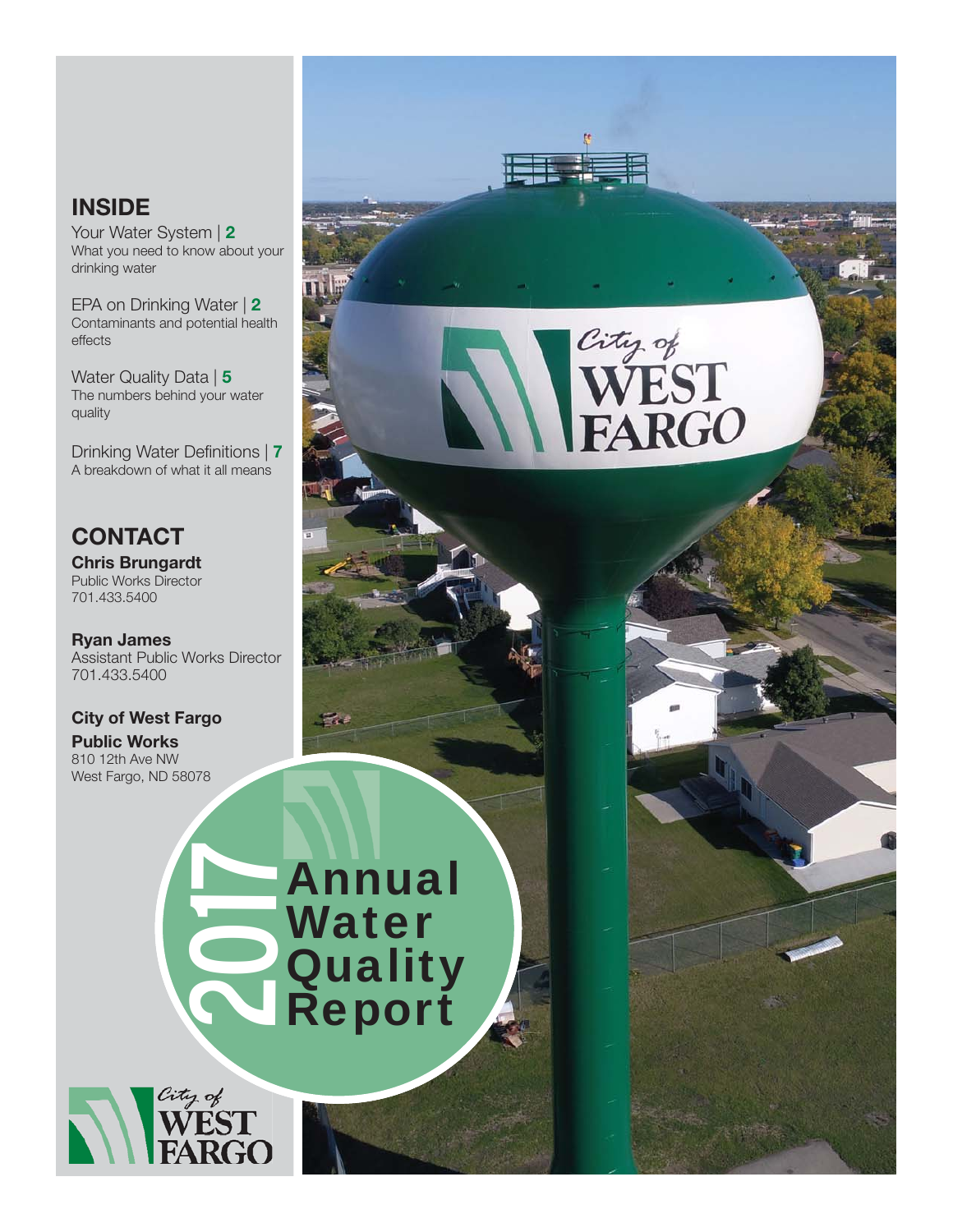# 2017 Annual Water Quality Report

## INSIDE

Your Water System | **2**
What you need to know about your drinking water

EPA on Drinking Water | **2**
Contaminants and potential health effects

Water Quality Data | **5**
The numbers behind your water quality

Drinking Water Definitions | **7**
A breakdown of what it all means

## CONTACT

**Chris Brungardt**
Public Works Director
701.433.5400

**Ryan James**
Assistant Public Works Director
701.433.5400

**City of West Fargo Public Works**
810 12th Ave NW
West Fargo, ND 58078

City of WEST FARGO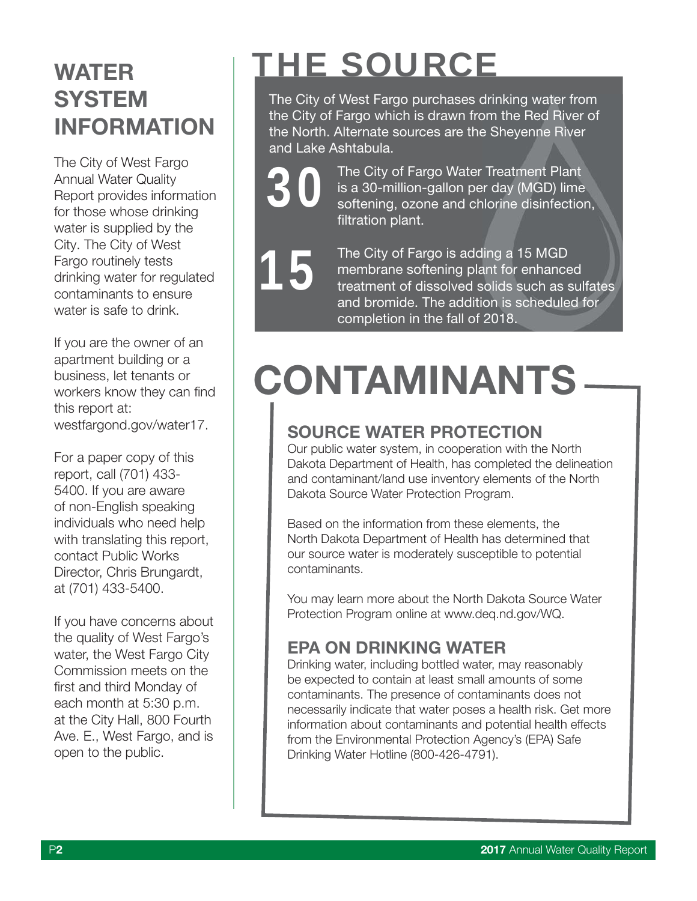## WATER SYSTEM INFORMATION

The City of West Fargo Annual Water Quality Report provides information for those whose drinking water is supplied by the City. The City of West Fargo routinely tests drinking water for regulated contaminants to ensure water is safe to drink.

If you are the owner of an apartment building or a business, let tenants or workers know they can find this report at: westfargond.gov/water17.

For a paper copy of this report, call (701) 433-5400. If you are aware of non-English speaking individuals who need help with translating this report, contact Public Works Director, Chris Brungardt, at (701) 433-5400.

If you have concerns about the quality of West Fargo's water, the West Fargo City Commission meets on the first and third Monday of each month at 5:30 p.m. at the City Hall, 800 Fourth Ave. E., West Fargo, and is open to the public.

# THE SOURCE

The City of West Fargo purchases drinking water from the City of Fargo which is drawn from the Red River of the North. Alternate sources are the Sheyenne River and Lake Ashtabula.

**30** The City of Fargo Water Treatment Plant is a 30-million-gallon per day (MGD) lime softening, ozone and chlorine disinfection, filtration plant.

**15** The City of Fargo is adding a 15 MGD membrane softening plant for enhanced treatment of dissolved solids such as sulfates and bromide. The addition is scheduled for completion in the fall of 2018.

# CONTAMINANTS

## SOURCE WATER PROTECTION

Our public water system, in cooperation with the North Dakota Department of Health, has completed the delineation and contaminant/land use inventory elements of the North Dakota Source Water Protection Program.

Based on the information from these elements, the North Dakota Department of Health has determined that our source water is moderately susceptible to potential contaminants.

You may learn more about the North Dakota Source Water Protection Program online at www.deq.nd.gov/WQ.

## EPA ON DRINKING WATER

Drinking water, including bottled water, may reasonably be expected to contain at least small amounts of some contaminants. The presence of contaminants does not necessarily indicate that water poses a health risk. Get more information about contaminants and potential health effects from the Environmental Protection Agency's (EPA) Safe Drinking Water Hotline (800-426-4791).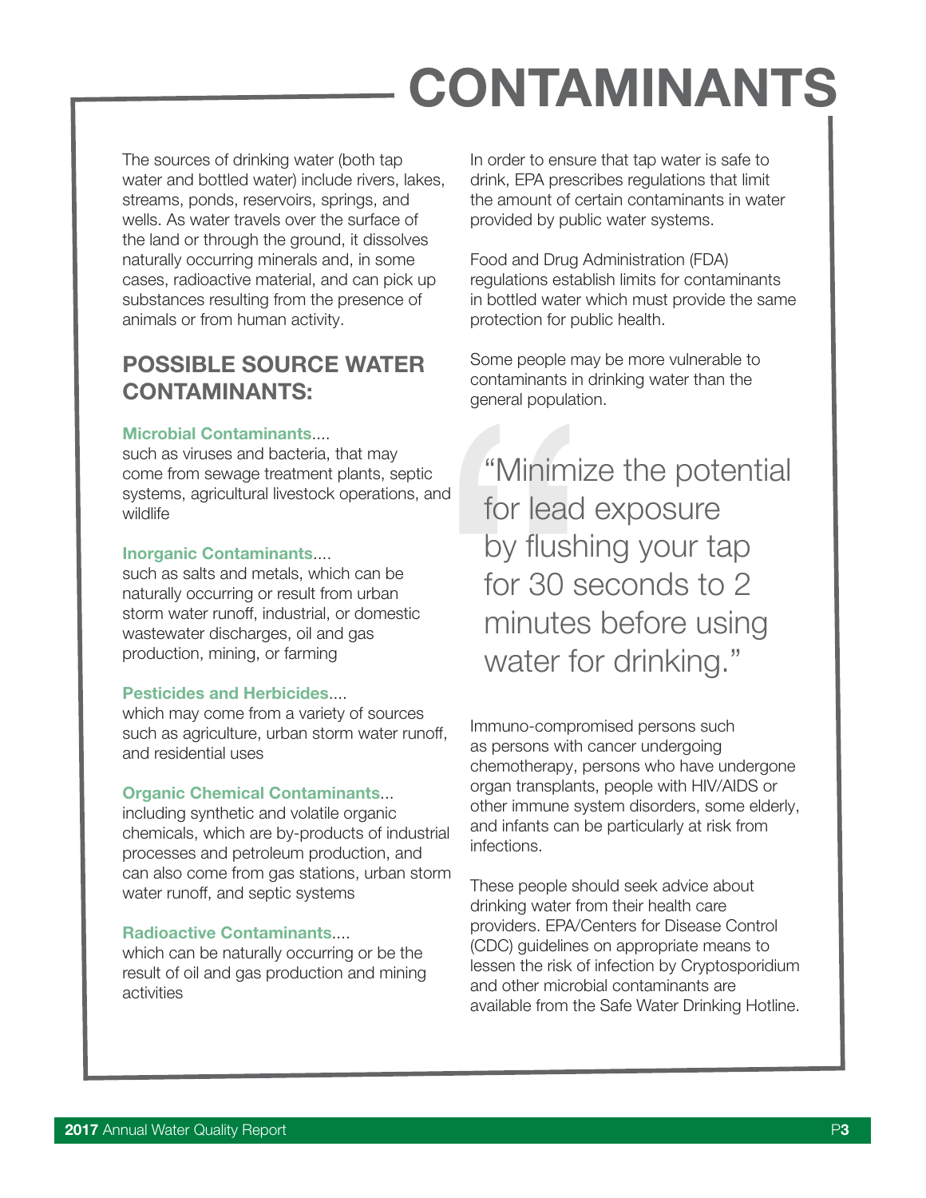# CONTAMINANTS

The sources of drinking water (both tap water and bottled water) include rivers, lakes, streams, ponds, reservoirs, springs, and wells. As water travels over the surface of the land or through the ground, it dissolves naturally occurring minerals and, in some cases, radioactive material, and can pick up substances resulting from the presence of animals or from human activity.

## POSSIBLE SOURCE WATER CONTAMINANTS:

**Microbial Contaminants....**
such as viruses and bacteria, that may come from sewage treatment plants, septic systems, agricultural livestock operations, and wildlife

**Inorganic Contaminants....**
such as salts and metals, which can be naturally occurring or result from urban storm water runoff, industrial, or domestic wastewater discharges, oil and gas production, mining, or farming

**Pesticides and Herbicides....**
which may come from a variety of sources such as agriculture, urban storm water runoff, and residential uses

**Organic Chemical Contaminants...**
including synthetic and volatile organic chemicals, which are by-products of industrial processes and petroleum production, and can also come from gas stations, urban storm water runoff, and septic systems

**Radioactive Contaminants....**
which can be naturally occurring or be the result of oil and gas production and mining activities

In order to ensure that tap water is safe to drink, EPA prescribes regulations that limit the amount of certain contaminants in water provided by public water systems.

Food and Drug Administration (FDA) regulations establish limits for contaminants in bottled water which must provide the same protection for public health.

Some people may be more vulnerable to contaminants in drinking water than the general population.

> "Minimize the potential for lead exposure by flushing your tap for 30 seconds to 2 minutes before using water for drinking."

Immuno-compromised persons such as persons with cancer undergoing chemotherapy, persons who have undergone organ transplants, people with HIV/AIDS or other immune system disorders, some elderly, and infants can be particularly at risk from infections.

These people should seek advice about drinking water from their health care providers. EPA/Centers for Disease Control (CDC) guidelines on appropriate means to lessen the risk of infection by Cryptosporidium and other microbial contaminants are available from the Safe Water Drinking Hotline.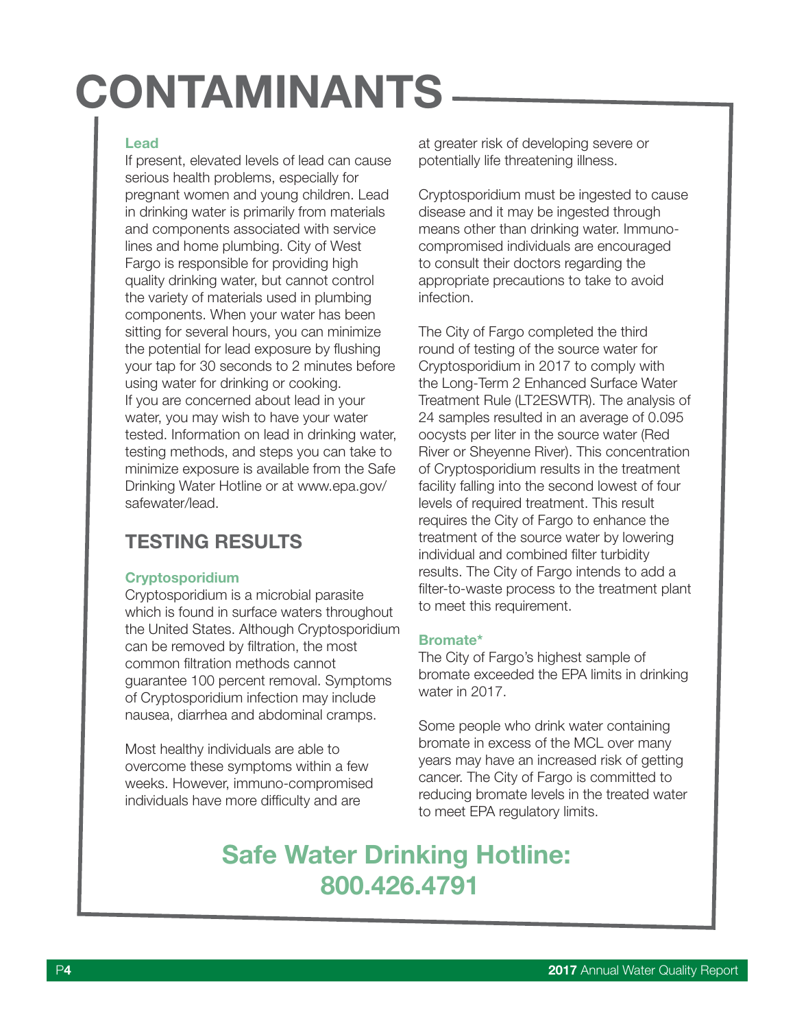# CONTAMINANTS

### Lead

If present, elevated levels of lead can cause serious health problems, especially for pregnant women and young children. Lead in drinking water is primarily from materials and components associated with service lines and home plumbing. City of West Fargo is responsible for providing high quality drinking water, but cannot control the variety of materials used in plumbing components. When your water has been sitting for several hours, you can minimize the potential for lead exposure by flushing your tap for 30 seconds to 2 minutes before using water for drinking or cooking. If you are concerned about lead in your water, you may wish to have your water tested. Information on lead in drinking water, testing methods, and steps you can take to minimize exposure is available from the Safe Drinking Water Hotline or at www.epa.gov/safewater/lead.

## TESTING RESULTS

### Cryptosporidium

Cryptosporidium is a microbial parasite which is found in surface waters throughout the United States. Although Cryptosporidium can be removed by filtration, the most common filtration methods cannot guarantee 100 percent removal. Symptoms of Cryptosporidium infection may include nausea, diarrhea and abdominal cramps.

Most healthy individuals are able to overcome these symptoms within a few weeks. However, immuno-compromised individuals have more difficulty and are at greater risk of developing severe or potentially life threatening illness.

Cryptosporidium must be ingested to cause disease and it may be ingested through means other than drinking water. Immuno-compromised individuals are encouraged to consult their doctors regarding the appropriate precautions to take to avoid infection.

The City of Fargo completed the third round of testing of the source water for Cryptosporidium in 2017 to comply with the Long-Term 2 Enhanced Surface Water Treatment Rule (LT2ESWTR). The analysis of 24 samples resulted in an average of 0.095 oocysts per liter in the source water (Red River or Sheyenne River). This concentration of Cryptosporidium results in the treatment facility falling into the second lowest of four levels of required treatment. This result requires the City of Fargo to enhance the treatment of the source water by lowering individual and combined filter turbidity results. The City of Fargo intends to add a filter-to-waste process to the treatment plant to meet this requirement.

### Bromate*

The City of Fargo's highest sample of bromate exceeded the EPA limits in drinking water in 2017.

Some people who drink water containing bromate in excess of the MCL over many years may have an increased risk of getting cancer. The City of Fargo is committed to reducing bromate levels in the treated water to meet EPA regulatory limits.

## Safe Water Drinking Hotline: 800.426.4791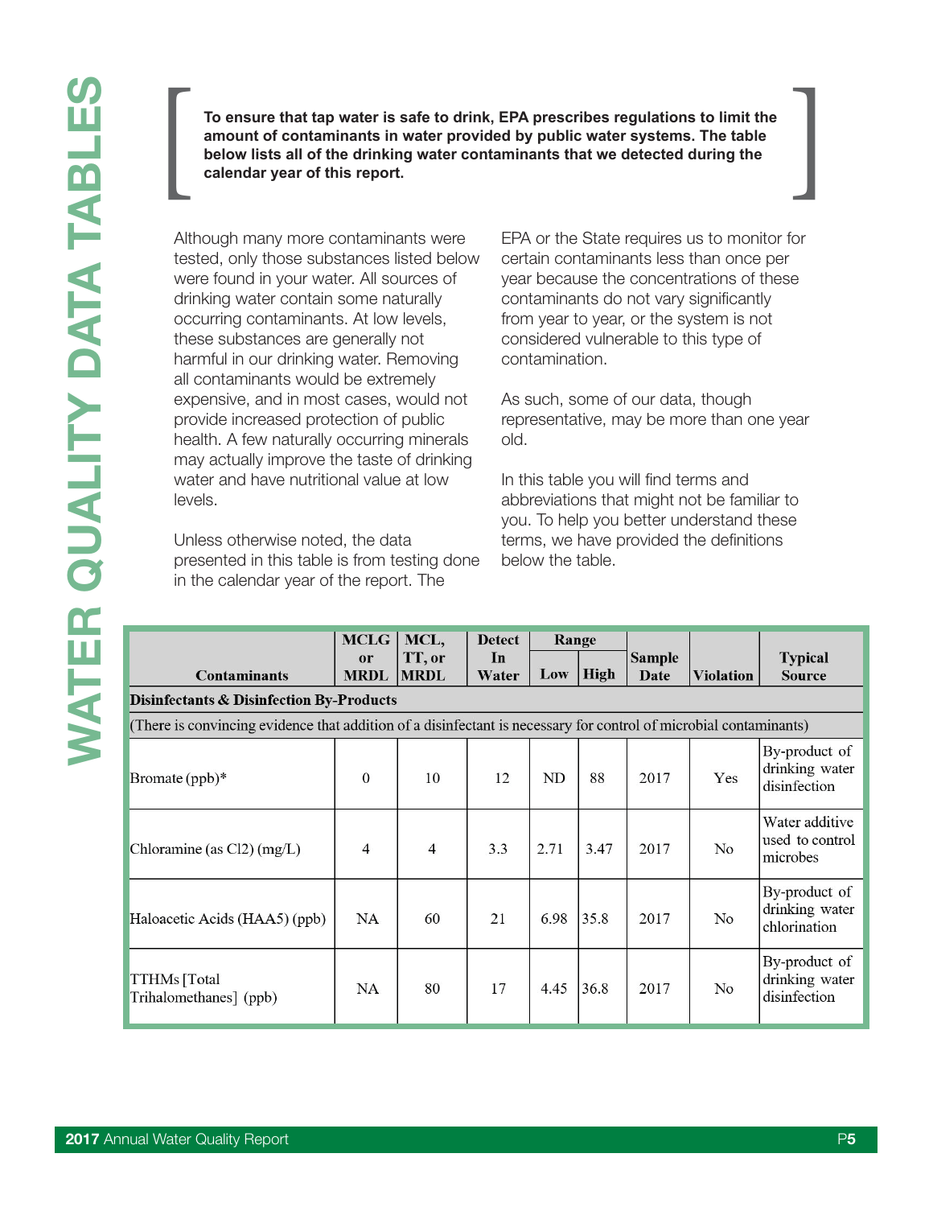# WATER QUALITY DATA TABLES

**To ensure that tap water is safe to drink, EPA prescribes regulations to limit the amount of contaminants in water provided by public water systems. The table below lists all of the drinking water contaminants that we detected during the calendar year of this report.**

Although many more contaminants were tested, only those substances listed below were found in your water. All sources of drinking water contain some naturally occurring contaminants. At low levels, these substances are generally not harmful in our drinking water. Removing all contaminants would be extremely expensive, and in most cases, would not provide increased protection of public health. A few naturally occurring minerals may actually improve the taste of drinking water and have nutritional value at low levels.

Unless otherwise noted, the data presented in this table is from testing done in the calendar year of the report. The EPA or the State requires us to monitor for certain contaminants less than once per year because the concentrations of these contaminants do not vary significantly from year to year, or the system is not considered vulnerable to this type of contamination.

As such, some of our data, though representative, may be more than one year old.

In this table you will find terms and abbreviations that might not be familiar to you. To help you better understand these terms, we have provided the definitions below the table.

| Contaminants | MCLG or MRDL | MCL, TT, or MRDL | Detect In Water | Range | | Sample Date | Violation | Typical Source |
|---|---|---|---|---|---|---|---|---|
| | | | | Low | High | | | |
| **Disinfectants & Disinfection By-Products** | | | | | | | | |
| (There is convincing evidence that addition of a disinfectant is necessary for control of microbial contaminants) | | | | | | | | |
| Bromate (ppb)* | 0 | 10 | 12 | ND | 88 | 2017 | Yes | By-product of drinking water disinfection |
| Chloramine (as Cl2) (mg/L) | 4 | 4 | 3.3 | 2.71 | 3.47 | 2017 | No | Water additive used to control microbes |
| Haloacetic Acids (HAA5) (ppb) | NA | 60 | 21 | 6.98 | 35.8 | 2017 | No | By-product of drinking water chlorination |
| TTHMs [Total Trihalomethanes] (ppb) | NA | 80 | 17 | 4.45 | 36.8 | 2017 | No | By-product of drinking water disinfection |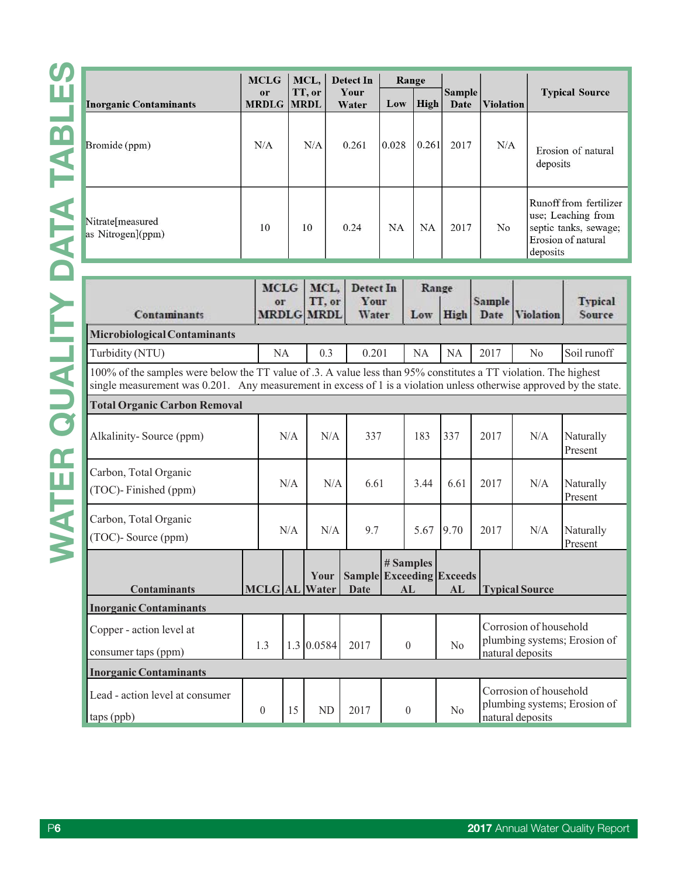# WATER QUALITY DATA TABLES

| Inorganic Contaminants | MCLG or MRDLG | MCL, TT, or MRDL | Detect In Your Water | Range | | Sample Date | Violation | Typical Source |
|---|---|---|---|---|---|---|---|---|
| | | | | Low | High | | | |
| Bromide (ppm) | N/A | N/A | 0.261 | 0.028 | 0.261 | 2017 | N/A | Erosion of natural deposits |
| Nitrate[measured as Nitrogen](ppm) | 10 | 10 | 0.24 | NA | NA | 2017 | No | Runoff from fertilizer use; Leaching from septic tanks, sewage; Erosion of natural deposits |

| Contaminants | MCLG or MRDLG | MCL, TT, or MRDL | Detect In Your Water | Range | | Sample Date | Violation | Typical Source |
|---|---|---|---|---|---|---|---|---|
| | | | | Low | High | | | |
| **Microbiological Contaminants** | | | | | | | | |
| Turbidity (NTU) | NA | 0.3 | 0.201 | NA | NA | 2017 | No | Soil runoff |
| 100% of the samples were below the TT value of .3. A value less than 95% constitutes a TT violation. The highest single measurement was 0.201. Any measurement in excess of 1 is a violation unless otherwise approved by the state. | | | | | | | | |
| **Total Organic Carbon Removal** | | | | | | | | |
| Alkalinity- Source (ppm) | N/A | N/A | 337 | 183 | 337 | 2017 | N/A | Naturally Present |
| Carbon, Total Organic (TOC)- Finished (ppm) | N/A | N/A | 6.61 | 3.44 | 6.61 | 2017 | N/A | Naturally Present |
| Carbon, Total Organic (TOC)- Source (ppm) | N/A | N/A | 9.7 | 5.67 | 9.70 | 2017 | N/A | Naturally Present |

| Contaminants | MCLG | AL | Your Water | Sample Date | # Samples Exceeding AL | Exceeds AL | Typical Source |
|---|---|---|---|---|---|---|---|
| **Inorganic Contaminants** | | | | | | | |
| Copper - action level at consumer taps (ppm) | 1.3 | 1.3 | 0.0584 | 2017 | 0 | No | Corrosion of household plumbing systems; Erosion of natural deposits |
| **Inorganic Contaminants** | | | | | | | |
| Lead - action level at consumer taps (ppb) | 0 | 15 | ND | 2017 | 0 | No | Corrosion of household plumbing systems; Erosion of natural deposits |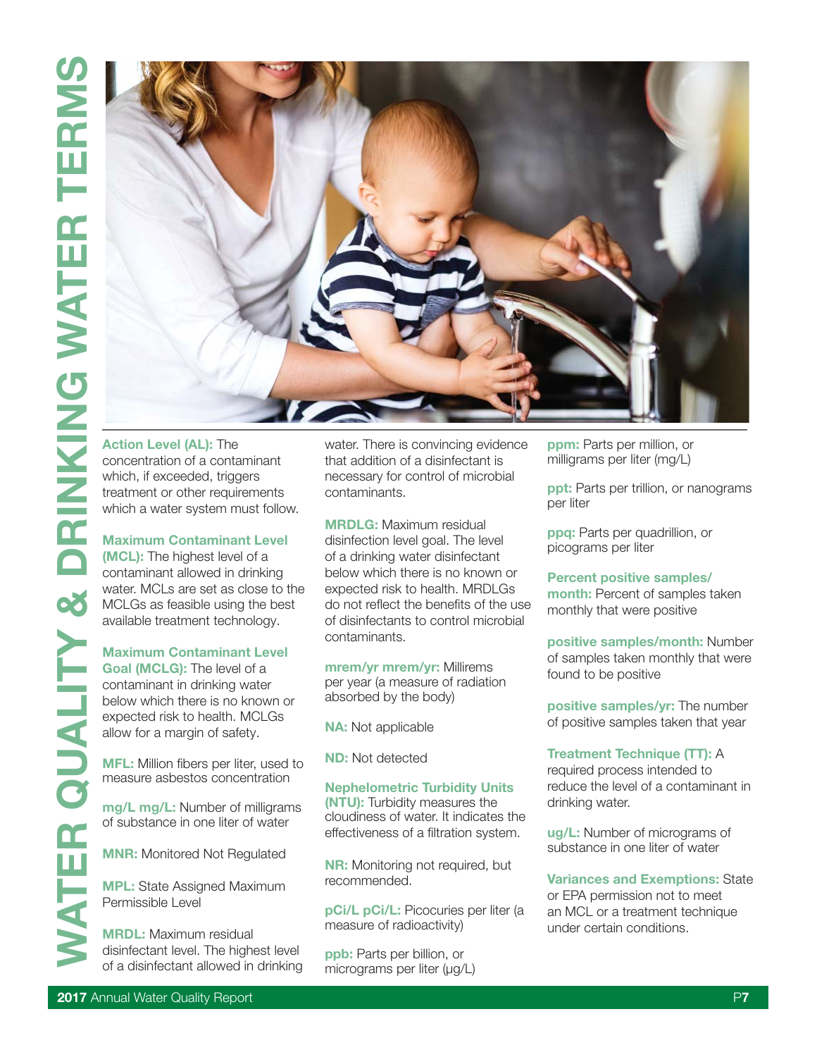# WATER QUALITY & DRINKING WATER TERMS

**Action Level (AL):** The concentration of a contaminant which, if exceeded, triggers treatment or other requirements which a water system must follow.

**Maximum Contaminant Level (MCL):** The highest level of a contaminant allowed in drinking water. MCLs are set as close to the MCLGs as feasible using the best available treatment technology.

**Maximum Contaminant Level Goal (MCLG):** The level of a contaminant in drinking water below which there is no known or expected risk to health. MCLGs allow for a margin of safety.

**MFL:** Million fibers per liter, used to measure asbestos concentration

**mg/L mg/L:** Number of milligrams of substance in one liter of water

**MNR:** Monitored Not Regulated

**MPL:** State Assigned Maximum Permissible Level

**MRDL:** Maximum residual disinfectant level. The highest level of a disinfectant allowed in drinking water. There is convincing evidence that addition of a disinfectant is necessary for control of microbial contaminants.

**MRDLG:** Maximum residual disinfection level goal. The level of a drinking water disinfectant below which there is no known or expected risk to health. MRDLGs do not reflect the benefits of the use of disinfectants to control microbial contaminants.

**mrem/yr mrem/yr:** Millirems per year (a measure of radiation absorbed by the body)

**NA:** Not applicable

**ND:** Not detected

**Nephelometric Turbidity Units (NTU):** Turbidity measures the cloudiness of water. It indicates the effectiveness of a filtration system.

**NR:** Monitoring not required, but recommended.

**pCi/L pCi/L:** Picocuries per liter (a measure of radioactivity)

**ppb:** Parts per billion, or micrograms per liter (µg/L)

**ppm:** Parts per million, or milligrams per liter (mg/L)

**ppt:** Parts per trillion, or nanograms per liter

**ppq:** Parts per quadrillion, or picograms per liter

**Percent positive samples/month:** Percent of samples taken monthly that were positive

**positive samples/month:** Number of samples taken monthly that were found to be positive

**positive samples/yr:** The number of positive samples taken that year

**Treatment Technique (TT):** A required process intended to reduce the level of a contaminant in drinking water.

**ug/L:** Number of micrograms of substance in one liter of water

**Variances and Exemptions:** State or EPA permission not to meet an MCL or a treatment technique under certain conditions.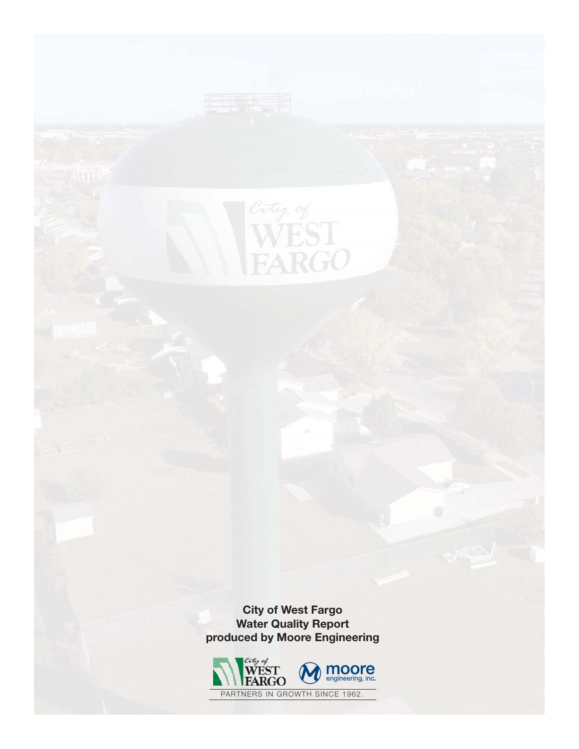**City of West Fargo**
**Water Quality Report**
**produced by Moore Engineering**

PARTNERS IN GROWTH SINCE 1962.